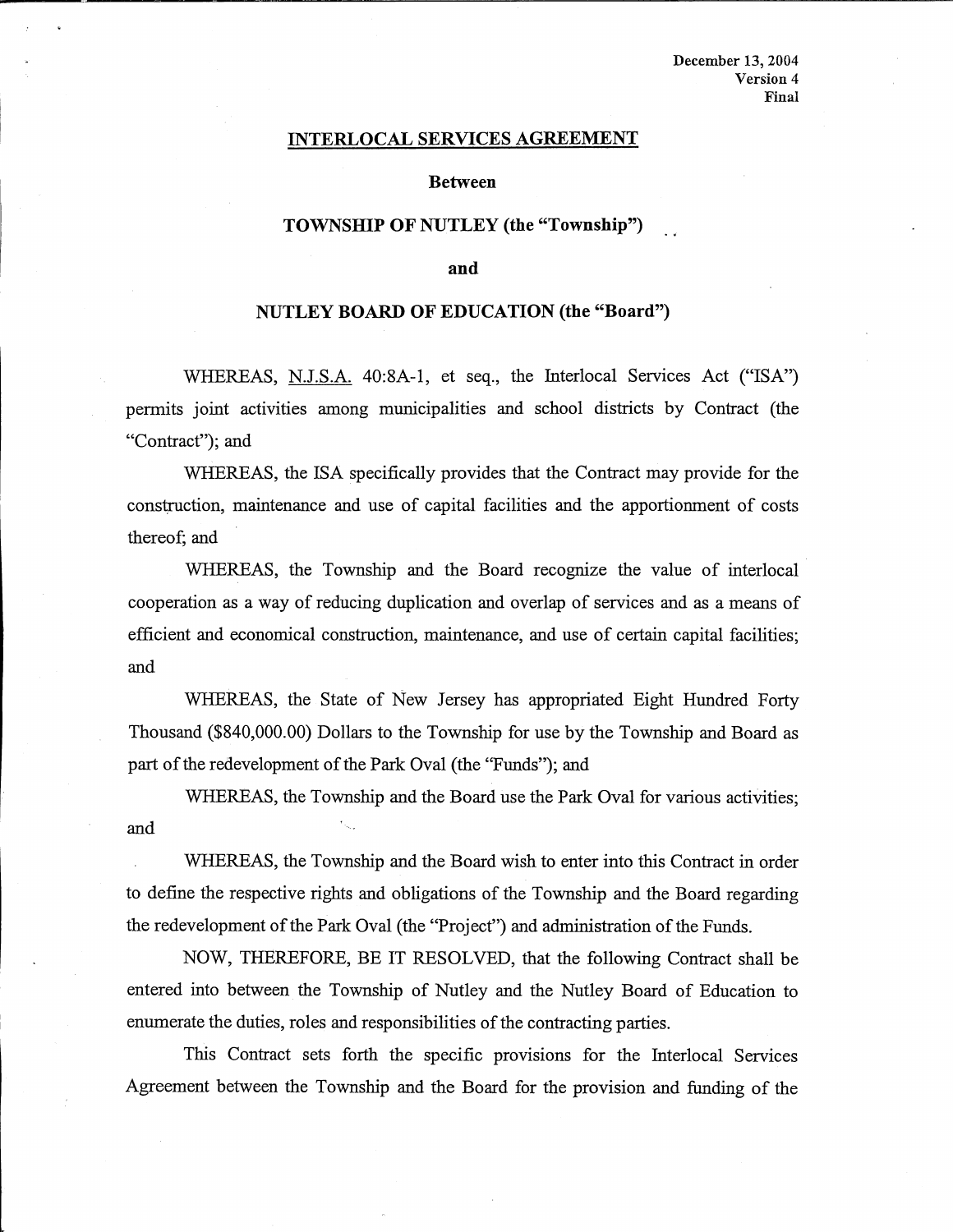December 13, 2004
Version 4
Final

# INTERLOCAL SERVICES AGREEMENT

**Between**

**TOWNSHIP OF NUTLEY (the "Township")**

**and**

**NUTLEY BOARD OF EDUCATION (the "Board")**

WHEREAS, N.J.S.A. 40:8A-1, et seq., the Interlocal Services Act ("ISA") permits joint activities among municipalities and school districts by Contract (the "Contract"); and

WHEREAS, the ISA specifically provides that the Contract may provide for the construction, maintenance and use of capital facilities and the apportionment of costs thereof; and

WHEREAS, the Township and the Board recognize the value of interlocal cooperation as a way of reducing duplication and overlap of services and as a means of efficient and economical construction, maintenance, and use of certain capital facilities; and

WHEREAS, the State of New Jersey has appropriated Eight Hundred Forty Thousand ($840,000.00) Dollars to the Township for use by the Township and Board as part of the redevelopment of the Park Oval (the "Funds"); and

WHEREAS, the Township and the Board use the Park Oval for various activities; and

WHEREAS, the Township and the Board wish to enter into this Contract in order to define the respective rights and obligations of the Township and the Board regarding the redevelopment of the Park Oval (the "Project") and administration of the Funds.

NOW, THEREFORE, BE IT RESOLVED, that the following Contract shall be entered into between the Township of Nutley and the Nutley Board of Education to enumerate the duties, roles and responsibilities of the contracting parties.

This Contract sets forth the specific provisions for the Interlocal Services Agreement between the Township and the Board for the provision and funding of the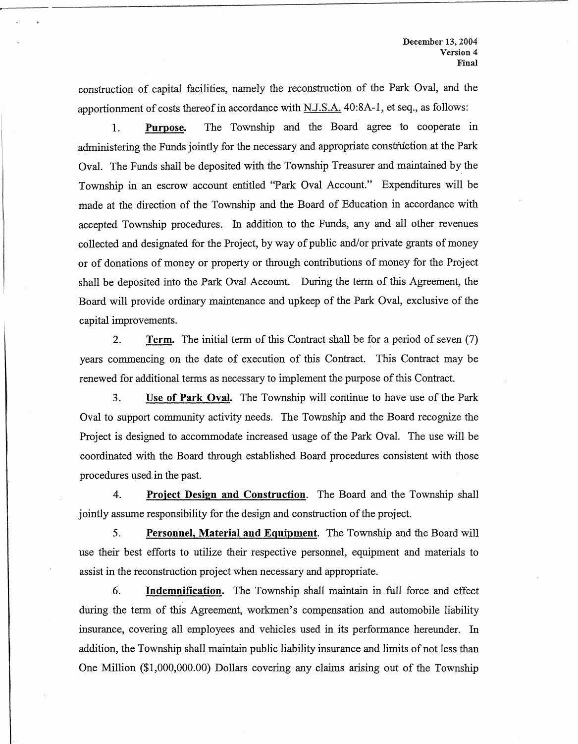construction of capital facilities, namely the reconstruction of the Park Oval, and the apportionment of costs thereof in accordance with N.J.S.A. 40:8A-1, et seq., as follows:

1. **Purpose.** The Township and the Board agree to cooperate in administering the Funds jointly for the necessary and appropriate construction at the Park Oval. The Funds shall be deposited with the Township Treasurer and maintained by the Township in an escrow account entitled "Park Oval Account." Expenditures will be made at the direction of the Township and the Board of Education in accordance with accepted Township procedures. In addition to the Funds, any and all other revenues collected and designated for the Project, by way of public and/or private grants of money or of donations of money or property or through contributions of money for the Project shall be deposited into the Park Oval Account. During the term of this Agreement, the Board will provide ordinary maintenance and upkeep of the Park Oval, exclusive of the capital improvements.

2. **Term.** The initial term of this Contract shall be for a period of seven (7) years commencing on the date of execution of this Contract. This Contract may be renewed for additional terms as necessary to implement the purpose of this Contract.

3. **Use of Park Oval.** The Township will continue to have use of the Park Oval to support community activity needs. The Township and the Board recognize the Project is designed to accommodate increased usage of the Park Oval. The use will be coordinated with the Board through established Board procedures consistent with those procedures used in the past.

4. **Project Design and Construction.** The Board and the Township shall jointly assume responsibility for the design and construction of the project.

5. **Personnel, Material and Equipment.** The Township and the Board will use their best efforts to utilize their respective personnel, equipment and materials to assist in the reconstruction project when necessary and appropriate.

6. **Indemnification.** The Township shall maintain in full force and effect during the term of this Agreement, workmen's compensation and automobile liability insurance, covering all employees and vehicles used in its performance hereunder. In addition, the Township shall maintain public liability insurance and limits of not less than One Million ($1,000,000.00) Dollars covering any claims arising out of the Township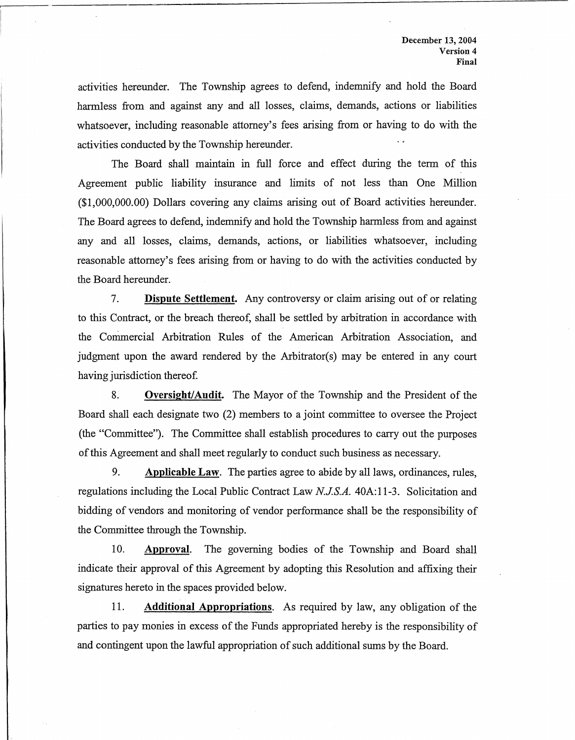activities hereunder. The Township agrees to defend, indemnify and hold the Board harmless from and against any and all losses, claims, demands, actions or liabilities whatsoever, including reasonable attorney's fees arising from or having to do with the activities conducted by the Township hereunder.

The Board shall maintain in full force and effect during the term of this Agreement public liability insurance and limits of not less than One Million ($1,000,000.00) Dollars covering any claims arising out of Board activities hereunder. The Board agrees to defend, indemnify and hold the Township harmless from and against any and all losses, claims, demands, actions, or liabilities whatsoever, including reasonable attorney's fees arising from or having to do with the activities conducted by the Board hereunder.

7. **Dispute Settlement.** Any controversy or claim arising out of or relating to this Contract, or the breach thereof, shall be settled by arbitration in accordance with the Commercial Arbitration Rules of the American Arbitration Association, and judgment upon the award rendered by the Arbitrator(s) may be entered in any court having jurisdiction thereof.

8. **Oversight/Audit.** The Mayor of the Township and the President of the Board shall each designate two (2) members to a joint committee to oversee the Project (the "Committee"). The Committee shall establish procedures to carry out the purposes of this Agreement and shall meet regularly to conduct such business as necessary.

9. **Applicable Law**. The parties agree to abide by all laws, ordinances, rules, regulations including the Local Public Contract Law *N.J.S.A.* 40A:11-3. Solicitation and bidding of vendors and monitoring of vendor performance shall be the responsibility of the Committee through the Township.

10. **Approval**. The governing bodies of the Township and Board shall indicate their approval of this Agreement by adopting this Resolution and affixing their signatures hereto in the spaces provided below.

11. **Additional Appropriations**. As required by law, any obligation of the parties to pay monies in excess of the Funds appropriated hereby is the responsibility of and contingent upon the lawful appropriation of such additional sums by the Board.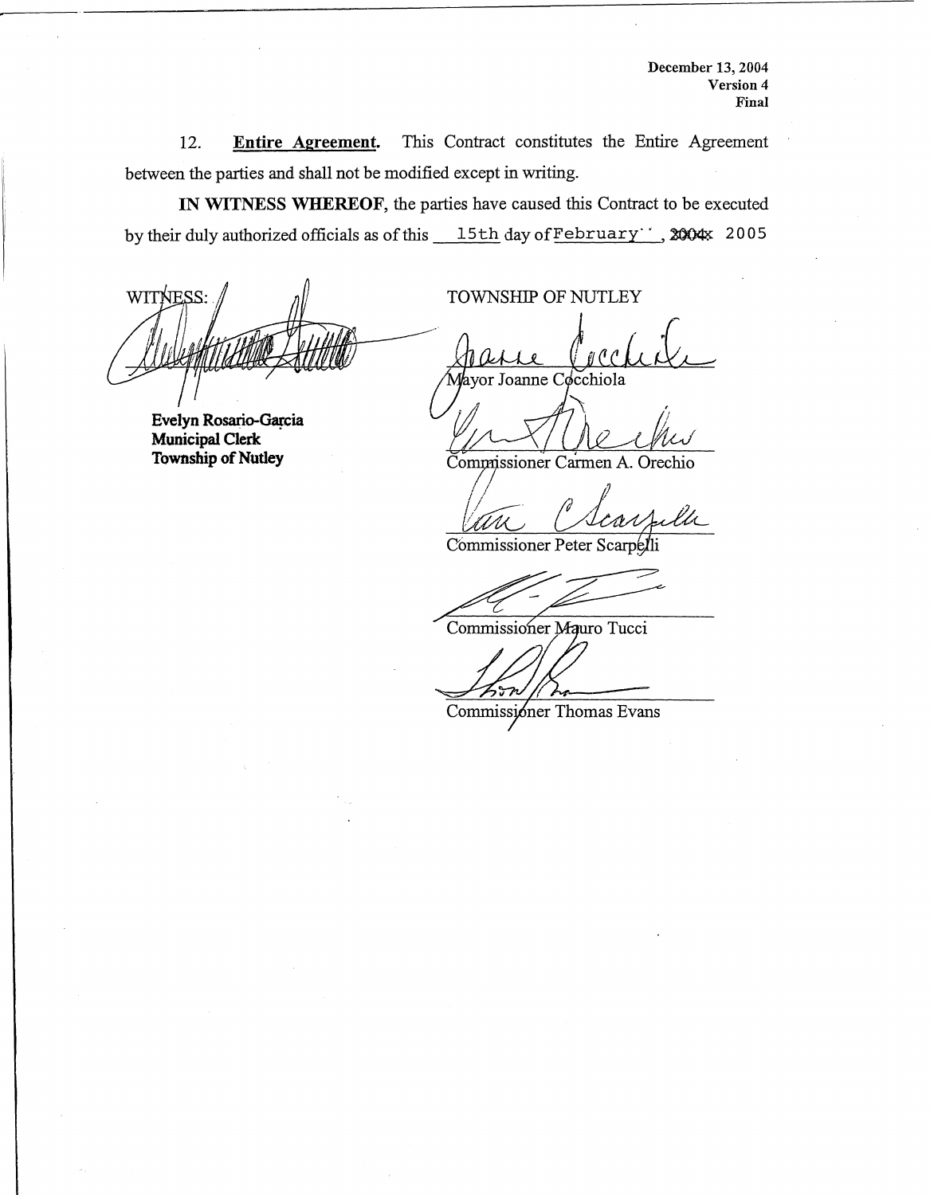December 13, 2004
Version 4
Final

12. **Entire Agreement.** This Contract constitutes the Entire Agreement between the parties and shall not be modified except in writing.

**IN WITNESS WHEREOF**, the parties have caused this Contract to be executed by their duly authorized officials as of this 15th day of February, ~~2004~~ 2005

WITNESS:

**Evelyn Rosario-Garcia**
**Municipal Clerk**
**Township of Nutley**

TOWNSHIP OF NUTLEY

Mayor Joanne Cocchiola

Commissioner Carmen A. Orechio

Commissioner Peter Scarpelli

Commissioner Mauro Tucci

Commissioner Thomas Evans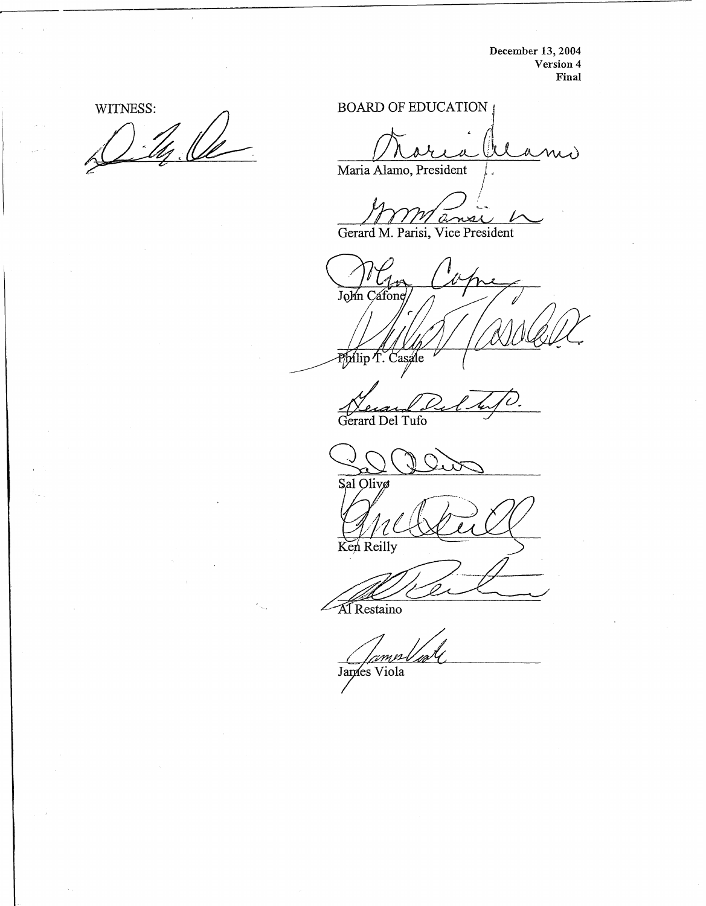December 13, 2004
Version 4
Final

WITNESS:

BOARD OF EDUCATION

Maria Alamo, President

Gerard M. Parisi, Vice President

John Cafone

Philip T. Casale

Gerard Del Tufo

Sal Olivo

Ken Reilly

Al Restaino

James Viola